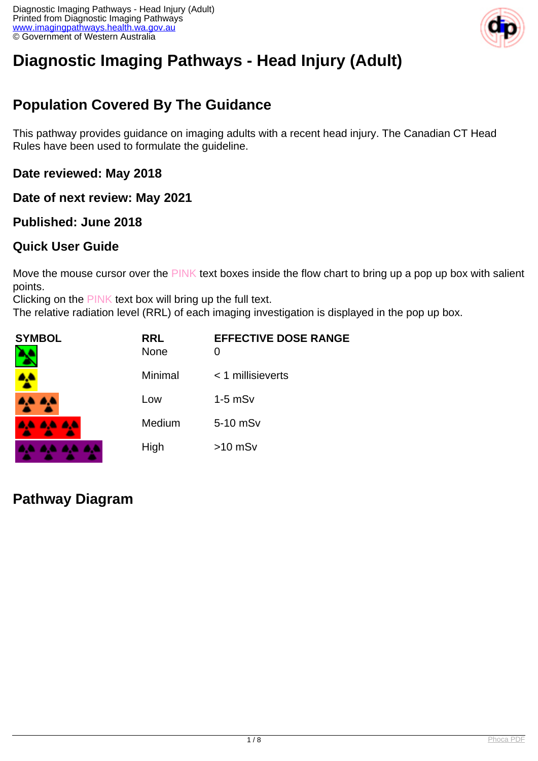# Diagnostic Imaging Pathways - Head Injury (Adult)

## Population Covered By The Guidance

This pathway provides guidance on imaging adults with a recent head injury. The Canadian CT Head Rules have been used to formulate the guideline.

### Date reviewed: May 2018

### Date of next review: May 2021

### Published: June 2018

### Quick User Guide

Move the mouse cursor over the PINK text boxes inside the flow chart to bring up a pop up box with salient points.
Clicking on the PINK text box will bring up the full text.
The relative radiation level (RRL) of each imaging investigation is displayed in the pop up box.

| SYMBOL | RRL | EFFECTIVE DOSE RANGE |
| --- | --- | --- |
| | None | 0 |
| | Minimal | < 1 millisieverts |
| | Low | 1-5 mSv |
| | Medium | 5-10 mSv |
| | High | >10 mSv |

## Pathway Diagram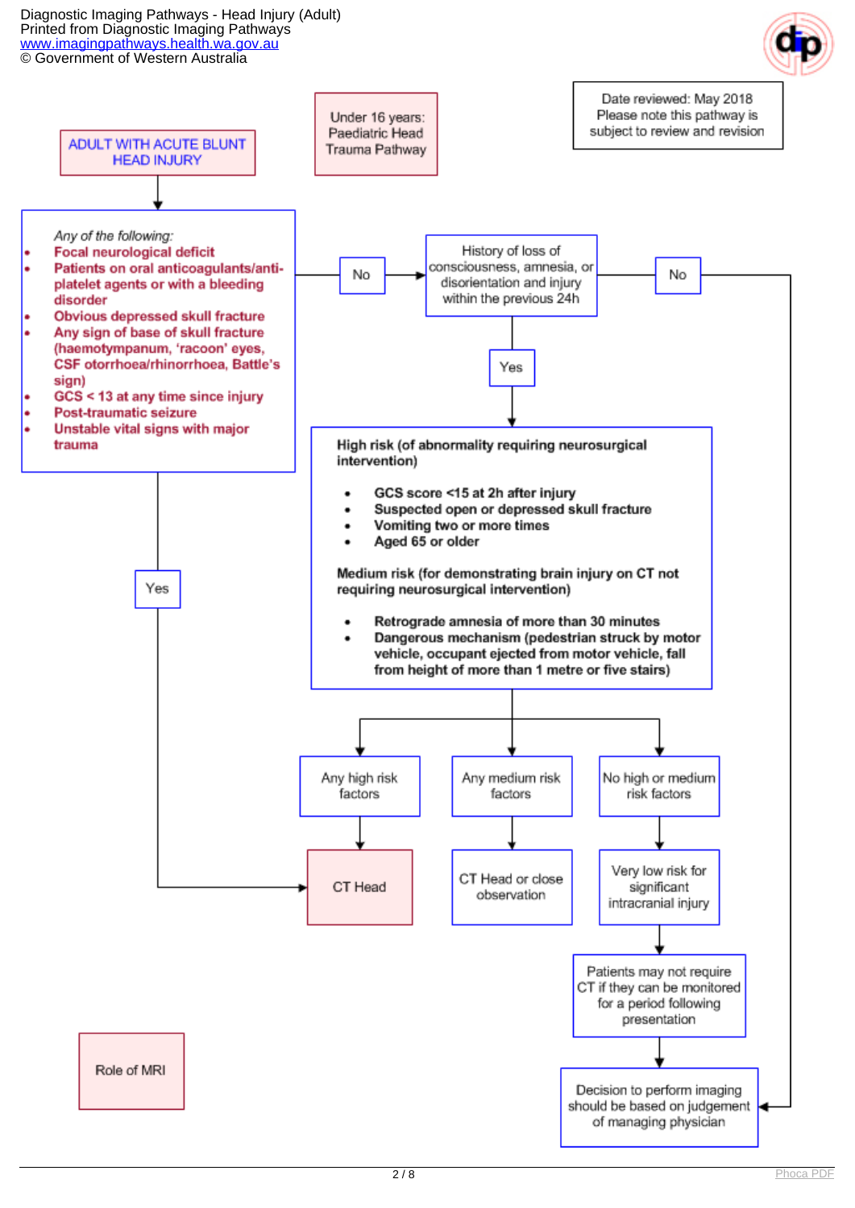ADULT WITH ACUTE BLUNT HEAD INJURY

Under 16 years: Paediatric Head Trauma Pathway

Date reviewed: May 2018
Please note this pathway is subject to review and revision

*Any of the following:*

- **Focal neurological deficit**
- **Patients on oral anticoagulants/anti-platelet agents or with a bleeding disorder**
- **Obvious depressed skull fracture**
- **Any sign of base of skull fracture (haemotympanum, 'racoon' eyes, CSF otorrhoea/rhinorrhoea, Battle's sign)**
- **GCS < 13 at any time since injury**
- **Post-traumatic seizure**
- **Unstable vital signs with major trauma**

Yes → CT Head

No → History of loss of consciousness, amnesia, or disorientation and injury within the previous 24h

- No → Decision to perform imaging should be based on judgement of managing physician
- Yes →

**High risk (of abnormality requiring neurosurgical intervention)**

- **GCS score <15 at 2h after injury**
- **Suspected open or depressed skull fracture**
- **Vomiting two or more times**
- **Aged 65 or older**

**Medium risk (for demonstrating brain injury on CT not requiring neurosurgical intervention)**

- **Retrograde amnesia of more than 30 minutes**
- **Dangerous mechanism (pedestrian struck by motor vehicle, occupant ejected from motor vehicle, fall from height of more than 1 metre or five stairs)**

Any high risk factors → CT Head

Any medium risk factors → CT Head or close observation

No high or medium risk factors → Very low risk for significant intracranial injury → Patients may not require CT if they can be monitored for a period following presentation → Decision to perform imaging should be based on judgement of managing physician

Role of MRI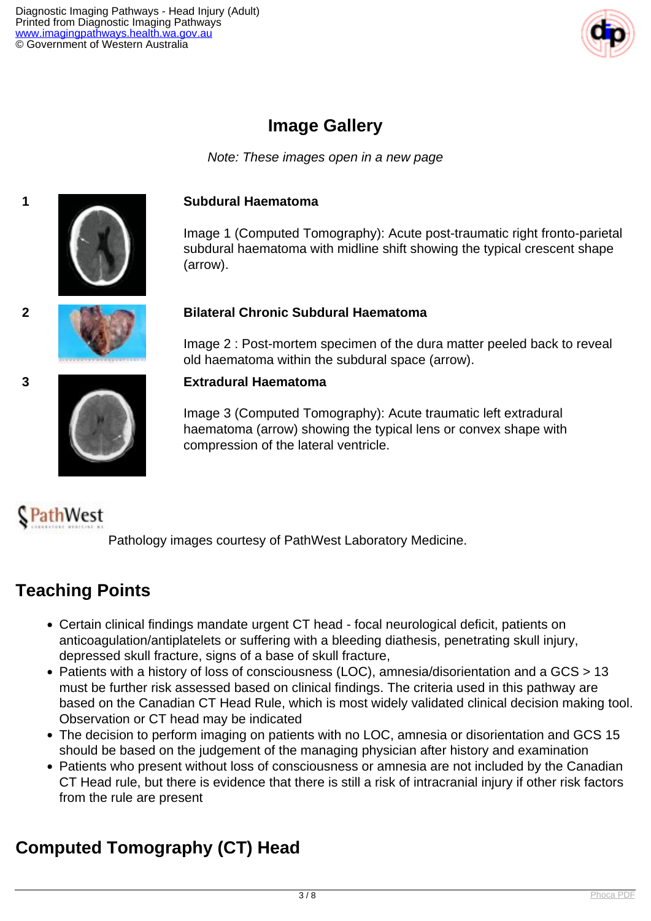## Image Gallery

*Note: These images open in a new page*

1

**Subdural Haematoma**

Image 1 (Computed Tomography): Acute post-traumatic right fronto-parietal subdural haematoma with midline shift showing the typical crescent shape (arrow).

2

**Bilateral Chronic Subdural Haematoma**

Image 2 : Post-mortem specimen of the dura matter peeled back to reveal old haematoma within the subdural space (arrow).

3

**Extradural Haematoma**

Image 3 (Computed Tomography): Acute traumatic left extradural haematoma (arrow) showing the typical lens or convex shape with compression of the lateral ventricle.

Pathology images courtesy of PathWest Laboratory Medicine.

## Teaching Points

- Certain clinical findings mandate urgent CT head - focal neurological deficit, patients on anticoagulation/antiplatelets or suffering with a bleeding diathesis, penetrating skull injury, depressed skull fracture, signs of a base of skull fracture,
- Patients with a history of loss of consciousness (LOC), amnesia/disorientation and a GCS > 13 must be further risk assessed based on clinical findings. The criteria used in this pathway are based on the Canadian CT Head Rule, which is most widely validated clinical decision making tool. Observation or CT head may be indicated
- The decision to perform imaging on patients with no LOC, amnesia or disorientation and GCS 15 should be based on the judgement of the managing physician after history and examination
- Patients who present without loss of consciousness or amnesia are not included by the Canadian CT Head rule, but there is evidence that there is still a risk of intracranial injury if other risk factors from the rule are present

## Computed Tomography (CT) Head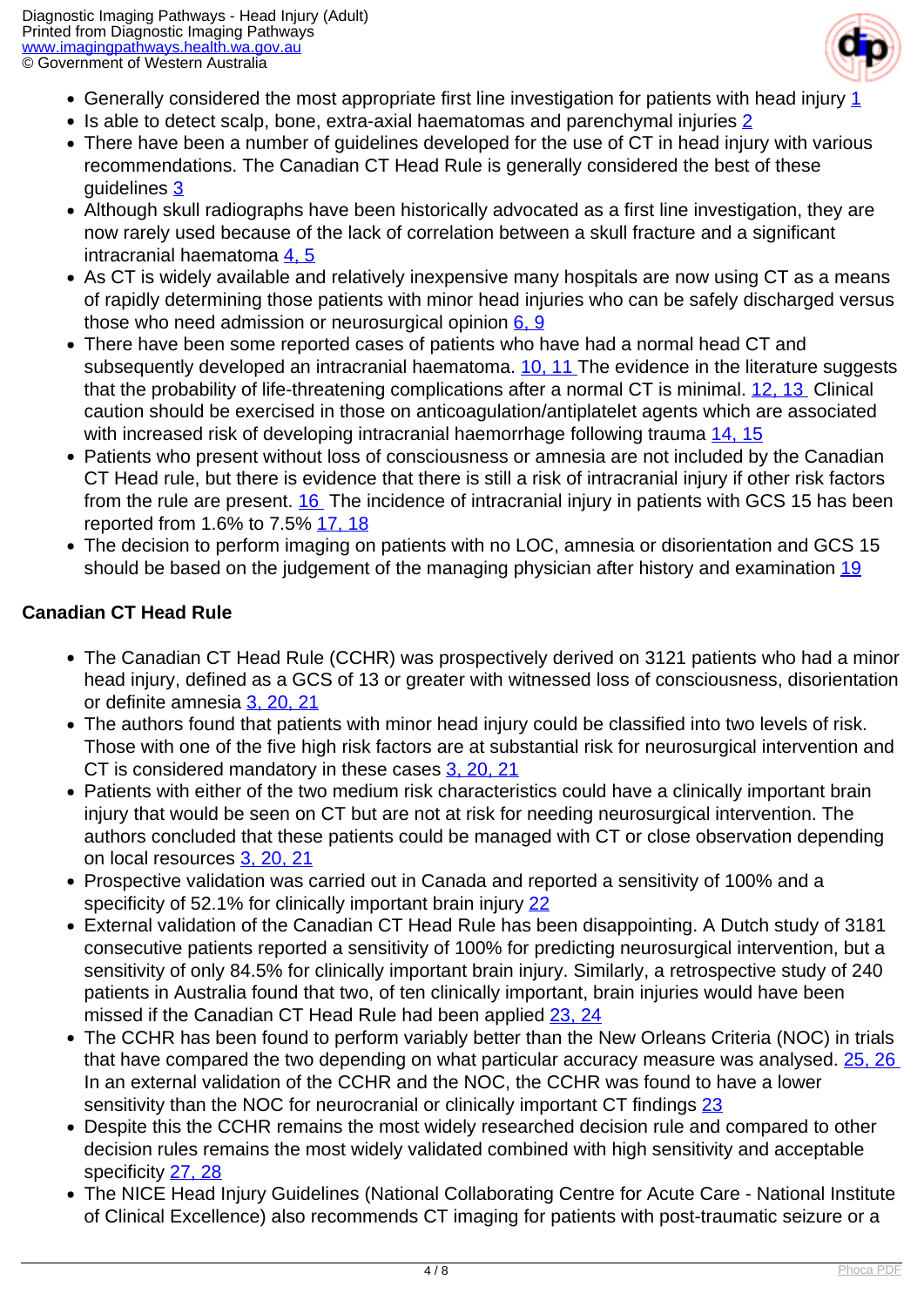- Generally considered the most appropriate first line investigation for patients with head injury [1]
- Is able to detect scalp, bone, extra-axial haematomas and parenchymal injuries [2]
- There have been a number of guidelines developed for the use of CT in head injury with various recommendations. The Canadian CT Head Rule is generally considered the best of these guidelines [3]
- Although skull radiographs have been historically advocated as a first line investigation, they are now rarely used because of the lack of correlation between a skull fracture and a significant intracranial haematoma [4, 5]
- As CT is widely available and relatively inexpensive many hospitals are now using CT as a means of rapidly determining those patients with minor head injuries who can be safely discharged versus those who need admission or neurosurgical opinion [6, 9]
- There have been some reported cases of patients who have had a normal head CT and subsequently developed an intracranial haematoma. [10, 11] The evidence in the literature suggests that the probability of life-threatening complications after a normal CT is minimal. [12, 13] Clinical caution should be exercised in those on anticoagulation/antiplatelet agents which are associated with increased risk of developing intracranial haemorrhage following trauma [14, 15]
- Patients who present without loss of consciousness or amnesia are not included by the Canadian CT Head rule, but there is evidence that there is still a risk of intracranial injury if other risk factors from the rule are present. [16] The incidence of intracranial injury in patients with GCS 15 has been reported from 1.6% to 7.5% [17, 18]
- The decision to perform imaging on patients with no LOC, amnesia or disorientation and GCS 15 should be based on the judgement of the managing physician after history and examination [19]

**Canadian CT Head Rule**

- The Canadian CT Head Rule (CCHR) was prospectively derived on 3121 patients who had a minor head injury, defined as a GCS of 13 or greater with witnessed loss of consciousness, disorientation or definite amnesia [3, 20, 21]
- The authors found that patients with minor head injury could be classified into two levels of risk. Those with one of the five high risk factors are at substantial risk for neurosurgical intervention and CT is considered mandatory in these cases [3, 20, 21]
- Patients with either of the two medium risk characteristics could have a clinically important brain injury that would be seen on CT but are not at risk for needing neurosurgical intervention. The authors concluded that these patients could be managed with CT or close observation depending on local resources [3, 20, 21]
- Prospective validation was carried out in Canada and reported a sensitivity of 100% and a specificity of 52.1% for clinically important brain injury [22]
- External validation of the Canadian CT Head Rule has been disappointing. A Dutch study of 3181 consecutive patients reported a sensitivity of 100% for predicting neurosurgical intervention, but a sensitivity of only 84.5% for clinically important brain injury. Similarly, a retrospective study of 240 patients in Australia found that two, of ten clinically important, brain injuries would have been missed if the Canadian CT Head Rule had been applied [23, 24]
- The CCHR has been found to perform variably better than the New Orleans Criteria (NOC) in trials that have compared the two depending on what particular accuracy measure was analysed. [25, 26] In an external validation of the CCHR and the NOC, the CCHR was found to have a lower sensitivity than the NOC for neurocranial or clinically important CT findings [23]
- Despite this the CCHR remains the most widely researched decision rule and compared to other decision rules remains the most widely validated combined with high sensitivity and acceptable specificity [27, 28]
- The NICE Head Injury Guidelines (National Collaborating Centre for Acute Care - National Institute of Clinical Excellence) also recommends CT imaging for patients with post-traumatic seizure or a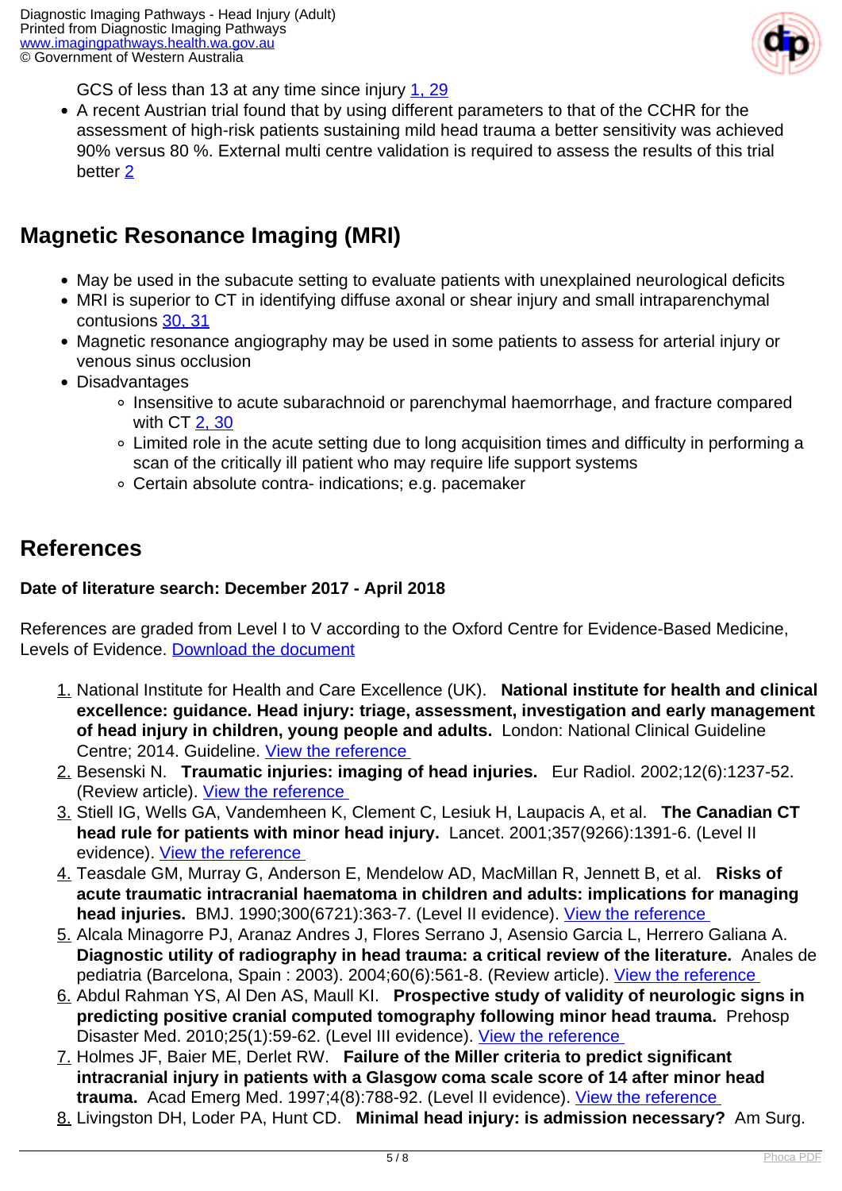GCS of less than 13 at any time since injury 1, 29

- A recent Austrian trial found that by using different parameters to that of the CCHR for the assessment of high-risk patients sustaining mild head trauma a better sensitivity was achieved 90% versus 80 %. External multi centre validation is required to assess the results of this trial better 2

## Magnetic Resonance Imaging (MRI)

- May be used in the subacute setting to evaluate patients with unexplained neurological deficits
- MRI is superior to CT in identifying diffuse axonal or shear injury and small intraparenchymal contusions 30, 31
- Magnetic resonance angiography may be used in some patients to assess for arterial injury or venous sinus occlusion
- Disadvantages
  - Insensitive to acute subarachnoid or parenchymal haemorrhage, and fracture compared with CT 2, 30
  - Limited role in the acute setting due to long acquisition times and difficulty in performing a scan of the critically ill patient who may require life support systems
  - Certain absolute contra- indications; e.g. pacemaker

## References

**Date of literature search: December 2017 - April 2018**

References are graded from Level I to V according to the Oxford Centre for Evidence-Based Medicine, Levels of Evidence. Download the document

1. National Institute for Health and Care Excellence (UK). **National institute for health and clinical excellence: guidance. Head injury: triage, assessment, investigation and early management of head injury in children, young people and adults.** London: National Clinical Guideline Centre; 2014. Guideline. View the reference
2. Besenski N. **Traumatic injuries: imaging of head injuries.** Eur Radiol. 2002;12(6):1237-52. (Review article). View the reference
3. Stiell IG, Wells GA, Vandemheen K, Clement C, Lesiuk H, Laupacis A, et al. **The Canadian CT head rule for patients with minor head injury.** Lancet. 2001;357(9266):1391-6. (Level II evidence). View the reference
4. Teasdale GM, Murray G, Anderson E, Mendelow AD, MacMillan R, Jennett B, et al. **Risks of acute traumatic intracranial haematoma in children and adults: implications for managing head injuries.** BMJ. 1990;300(6721):363-7. (Level II evidence). View the reference
5. Alcala Minagorre PJ, Aranaz Andres J, Flores Serrano J, Asensio Garcia L, Herrero Galiana A. **Diagnostic utility of radiography in head trauma: a critical review of the literature.** Anales de pediatria (Barcelona, Spain : 2003). 2004;60(6):561-8. (Review article). View the reference
6. Abdul Rahman YS, Al Den AS, Maull KI. **Prospective study of validity of neurologic signs in predicting positive cranial computed tomography following minor head trauma.** Prehosp Disaster Med. 2010;25(1):59-62. (Level III evidence). View the reference
7. Holmes JF, Baier ME, Derlet RW. **Failure of the Miller criteria to predict significant intracranial injury in patients with a Glasgow coma scale score of 14 after minor head trauma.** Acad Emerg Med. 1997;4(8):788-92. (Level II evidence). View the reference
8. Livingston DH, Loder PA, Hunt CD. **Minimal head injury: is admission necessary?** Am Surg.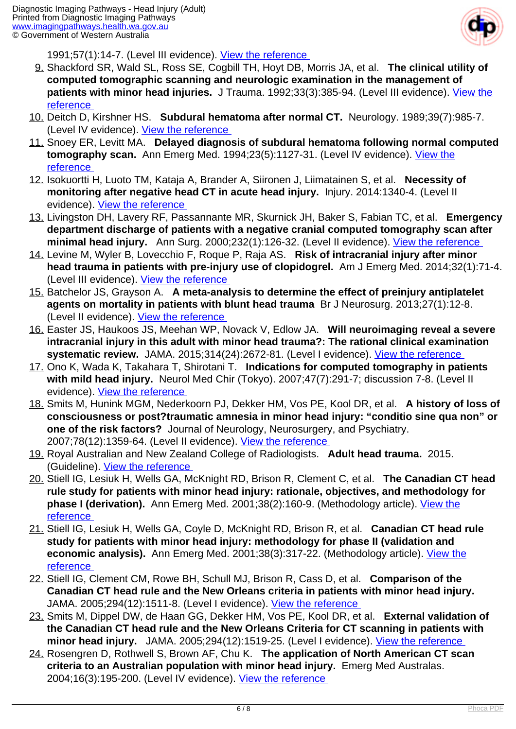1991;57(1):14-7. (Level III evidence). View the reference

9. Shackford SR, Wald SL, Ross SE, Cogbill TH, Hoyt DB, Morris JA, et al. **The clinical utility of computed tomographic scanning and neurologic examination in the management of patients with minor head injuries.** J Trauma. 1992;33(3):385-94. (Level III evidence). View the reference
10. Deitch D, Kirshner HS. **Subdural hematoma after normal CT.** Neurology. 1989;39(7):985-7. (Level IV evidence). View the reference
11. Snoey ER, Levitt MA. **Delayed diagnosis of subdural hematoma following normal computed tomography scan.** Ann Emerg Med. 1994;23(5):1127-31. (Level IV evidence). View the reference
12. Isokuortti H, Luoto TM, Kataja A, Brander A, Siironen J, Liimatainen S, et al. **Necessity of monitoring after negative head CT in acute head injury.** Injury. 2014:1340-4. (Level II evidence). View the reference
13. Livingston DH, Lavery RF, Passannante MR, Skurnick JH, Baker S, Fabian TC, et al. **Emergency department discharge of patients with a negative cranial computed tomography scan after minimal head injury.** Ann Surg. 2000;232(1):126-32. (Level II evidence). View the reference
14. Levine M, Wyler B, Lovecchio F, Roque P, Raja AS. **Risk of intracranial injury after minor head trauma in patients with pre-injury use of clopidogrel.** Am J Emerg Med. 2014;32(1):71-4. (Level III evidence). View the reference
15. Batchelor JS, Grayson A. **A meta-analysis to determine the effect of preinjury antiplatelet agents on mortality in patients with blunt head trauma** Br J Neurosurg. 2013;27(1):12-8. (Level II evidence). View the reference
16. Easter JS, Haukoos JS, Meehan WP, Novack V, Edlow JA. **Will neuroimaging reveal a severe intracranial injury in this adult with minor head trauma?: The rational clinical examination systematic review.** JAMA. 2015;314(24):2672-81. (Level I evidence). View the reference
17. Ono K, Wada K, Takahara T, Shirotani T. **Indications for computed tomography in patients with mild head injury.** Neurol Med Chir (Tokyo). 2007;47(7):291-7; discussion 7-8. (Level II evidence). View the reference
18. Smits M, Hunink MGM, Nederkoorn PJ, Dekker HM, Vos PE, Kool DR, et al. **A history of loss of consciousness or post?traumatic amnesia in minor head injury: “conditio sine qua non” or one of the risk factors?** Journal of Neurology, Neurosurgery, and Psychiatry. 2007;78(12):1359-64. (Level II evidence). View the reference
19. Royal Australian and New Zealand College of Radiologists. **Adult head trauma.** 2015. (Guideline). View the reference
20. Stiell IG, Lesiuk H, Wells GA, McKnight RD, Brison R, Clement C, et al. **The Canadian CT head rule study for patients with minor head injury: rationale, objectives, and methodology for phase I (derivation).** Ann Emerg Med. 2001;38(2):160-9. (Methodology article). View the reference
21. Stiell IG, Lesiuk H, Wells GA, Coyle D, McKnight RD, Brison R, et al. **Canadian CT head rule study for patients with minor head injury: methodology for phase II (validation and economic analysis).** Ann Emerg Med. 2001;38(3):317-22. (Methodology article). View the reference
22. Stiell IG, Clement CM, Rowe BH, Schull MJ, Brison R, Cass D, et al. **Comparison of the Canadian CT head rule and the New Orleans criteria in patients with minor head injury.** JAMA. 2005;294(12):1511-8. (Level I evidence). View the reference
23. Smits M, Dippel DW, de Haan GG, Dekker HM, Vos PE, Kool DR, et al. **External validation of the Canadian CT head rule and the New Orleans Criteria for CT scanning in patients with minor head injury.** JAMA. 2005;294(12):1519-25. (Level I evidence). View the reference
24. Rosengren D, Rothwell S, Brown AF, Chu K. **The application of North American CT scan criteria to an Australian population with minor head injury.** Emerg Med Australas. 2004;16(3):195-200. (Level IV evidence). View the reference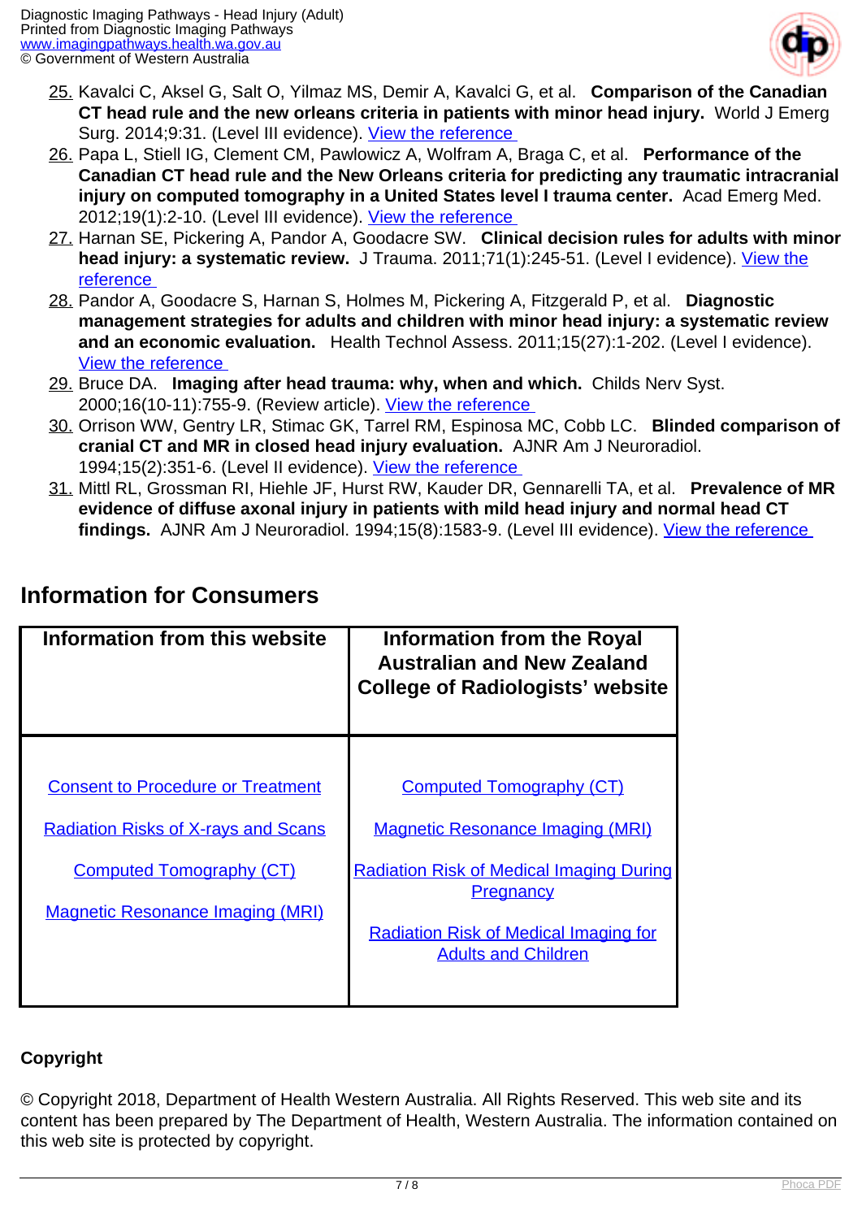25. Kavalci C, Aksel G, Salt O, Yilmaz MS, Demir A, Kavalci G, et al. **Comparison of the Canadian CT head rule and the new orleans criteria in patients with minor head injury.** World J Emerg Surg. 2014;9:31. (Level III evidence). View the reference
26. Papa L, Stiell IG, Clement CM, Pawlowicz A, Wolfram A, Braga C, et al. **Performance of the Canadian CT head rule and the New Orleans criteria for predicting any traumatic intracranial injury on computed tomography in a United States level I trauma center.** Acad Emerg Med. 2012;19(1):2-10. (Level III evidence). View the reference
27. Harnan SE, Pickering A, Pandor A, Goodacre SW. **Clinical decision rules for adults with minor head injury: a systematic review.** J Trauma. 2011;71(1):245-51. (Level I evidence). View the reference
28. Pandor A, Goodacre S, Harnan S, Holmes M, Pickering A, Fitzgerald P, et al. **Diagnostic management strategies for adults and children with minor head injury: a systematic review and an economic evaluation.** Health Technol Assess. 2011;15(27):1-202. (Level I evidence). View the reference
29. Bruce DA. **Imaging after head trauma: why, when and which.** Childs Nerv Syst. 2000;16(10-11):755-9. (Review article). View the reference
30. Orrison WW, Gentry LR, Stimac GK, Tarrel RM, Espinosa MC, Cobb LC. **Blinded comparison of cranial CT and MR in closed head injury evaluation.** AJNR Am J Neuroradiol. 1994;15(2):351-6. (Level II evidence). View the reference
31. Mittl RL, Grossman RI, Hiehle JF, Hurst RW, Kauder DR, Gennarelli TA, et al. **Prevalence of MR evidence of diffuse axonal injury in patients with mild head injury and normal head CT findings.** AJNR Am J Neuroradiol. 1994;15(8):1583-9. (Level III evidence). View the reference

## Information for Consumers

| Information from this website | Information from the Royal Australian and New Zealand College of Radiologists' website |
|---|---|
| Consent to Procedure or Treatment<br>Radiation Risks of X-rays and Scans<br>Computed Tomography (CT)<br>Magnetic Resonance Imaging (MRI) | Computed Tomography (CT)<br>Magnetic Resonance Imaging (MRI)<br>Radiation Risk of Medical Imaging During Pregnancy<br>Radiation Risk of Medical Imaging for Adults and Children |

**Copyright**

© Copyright 2018, Department of Health Western Australia. All Rights Reserved. This web site and its content has been prepared by The Department of Health, Western Australia. The information contained on this web site is protected by copyright.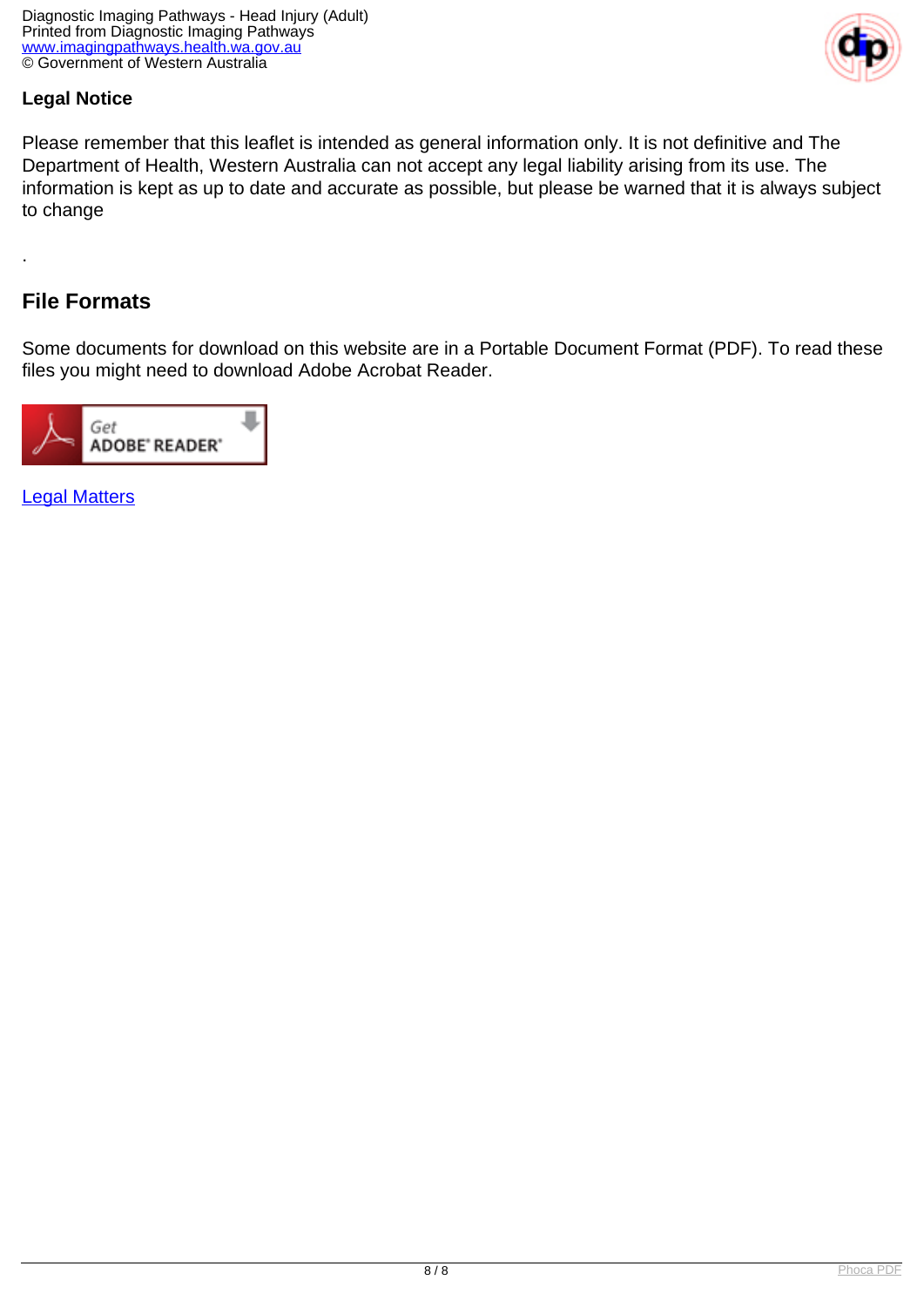## Legal Notice

Please remember that this leaflet is intended as general information only. It is not definitive and The Department of Health, Western Australia can not accept any legal liability arising from its use. The information is kept as up to date and accurate as possible, but please be warned that it is always subject to change

.

## File Formats

Some documents for download on this website are in a Portable Document Format (PDF). To read these files you might need to download Adobe Acrobat Reader.

Get ADOBE READER

Legal Matters